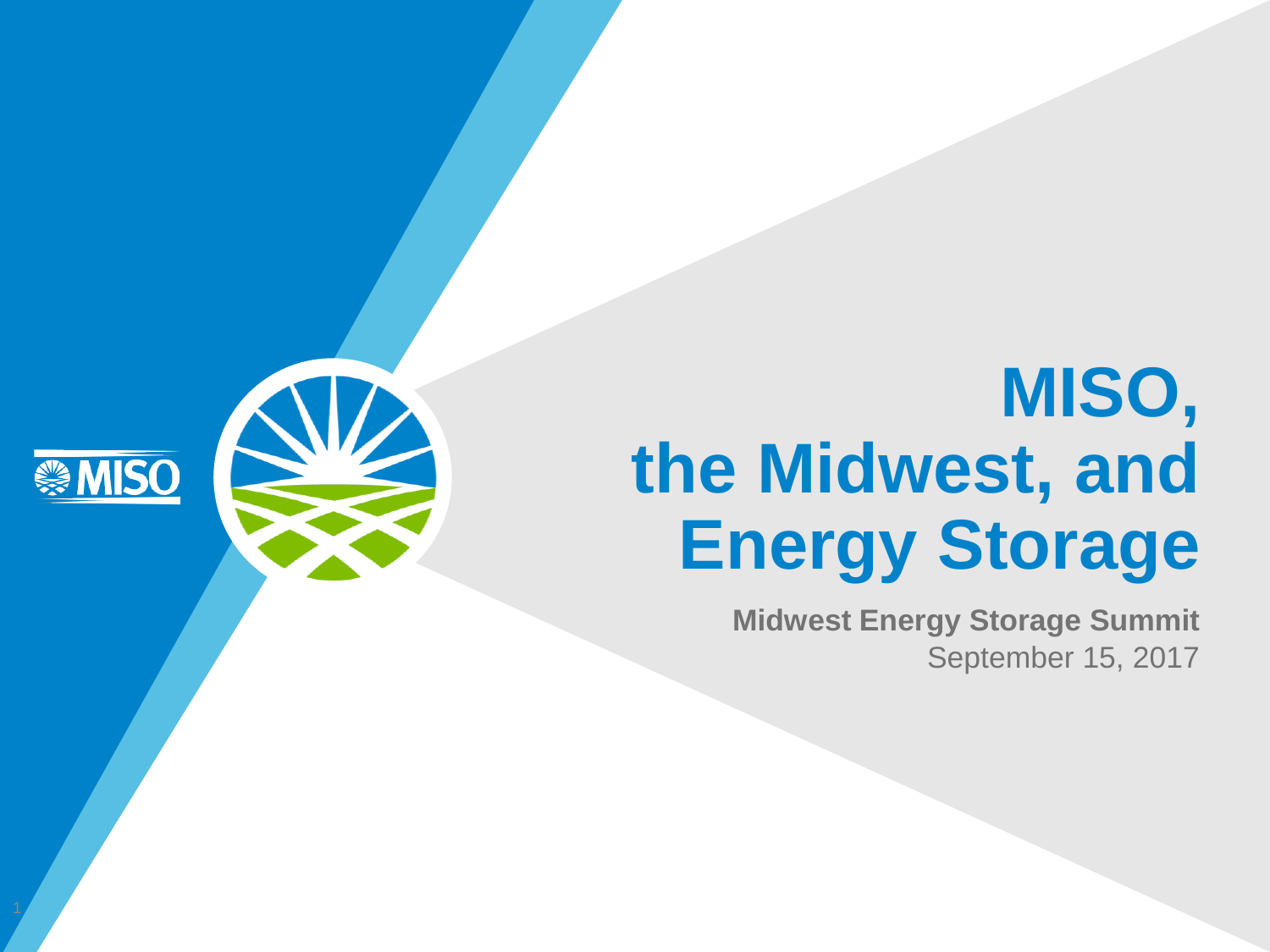# MISO, the Midwest, and Energy Storage

**Midwest Energy Storage Summit**

September 15, 2017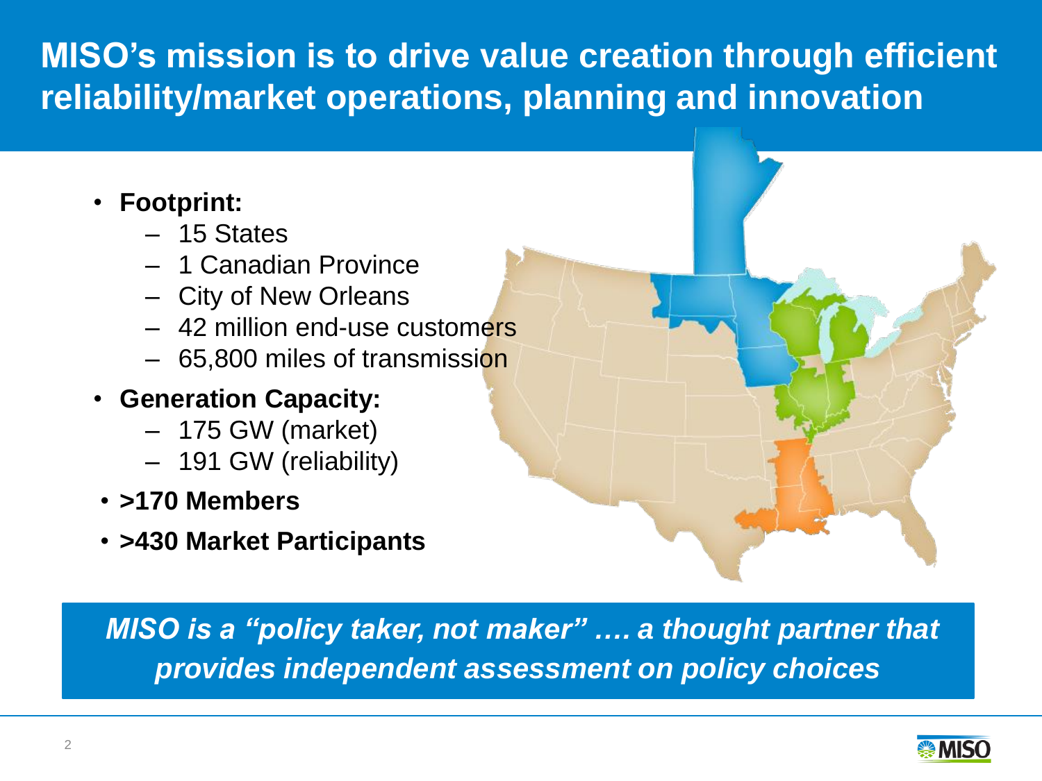# MISO's mission is to drive value creation through efficient reliability/market operations, planning and innovation

- **Footprint:**
  - 15 States
  - 1 Canadian Province
  - City of New Orleans
  - 42 million end-use customers
  - 65,800 miles of transmission
- **Generation Capacity:**
  - 175 GW (market)
  - 191 GW (reliability)
- **>170 Members**
- **>430 Market Participants**

***MISO is a "policy taker, not maker" …. a thought partner that provides independent assessment on policy choices***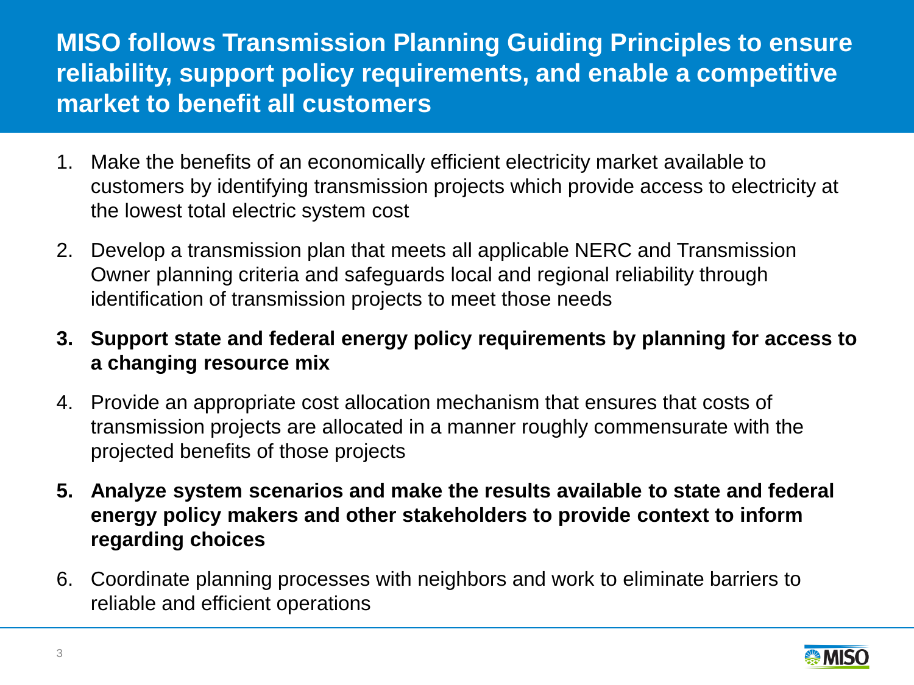# MISO follows Transmission Planning Guiding Principles to ensure reliability, support policy requirements, and enable a competitive market to benefit all customers

1. Make the benefits of an economically efficient electricity market available to customers by identifying transmission projects which provide access to electricity at the lowest total electric system cost
2. Develop a transmission plan that meets all applicable NERC and Transmission Owner planning criteria and safeguards local and regional reliability through identification of transmission projects to meet those needs
3. **Support state and federal energy policy requirements by planning for access to a changing resource mix**
4. Provide an appropriate cost allocation mechanism that ensures that costs of transmission projects are allocated in a manner roughly commensurate with the projected benefits of those projects
5. **Analyze system scenarios and make the results available to state and federal energy policy makers and other stakeholders to provide context to inform regarding choices**
6. Coordinate planning processes with neighbors and work to eliminate barriers to reliable and efficient operations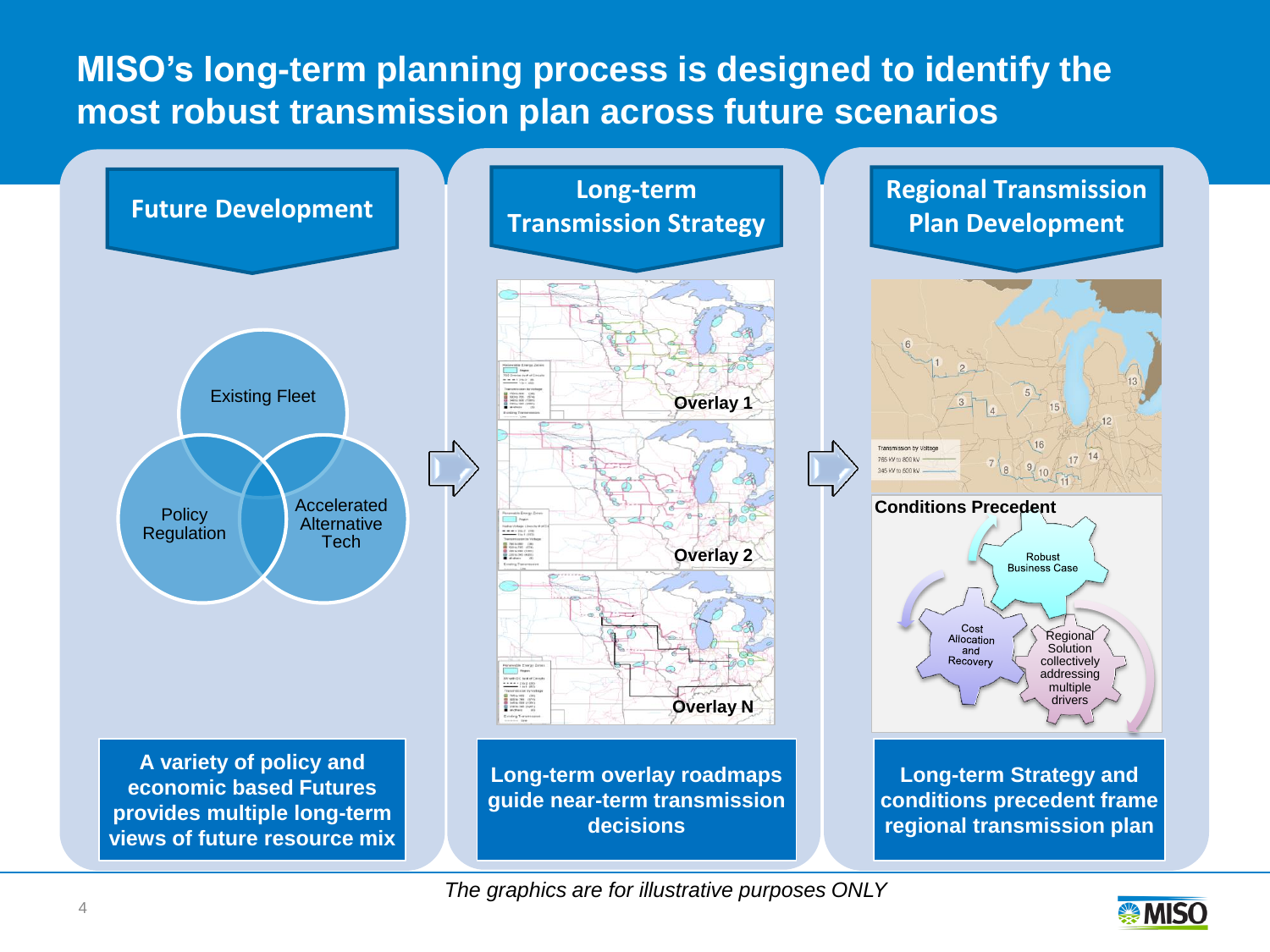# MISO's long-term planning process is designed to identify the most robust transmission plan across future scenarios

## Future Development

- Existing Fleet
- Policy Regulation
- Accelerated Alternative Tech

**A variety of policy and economic based Futures provides multiple long-term views of future resource mix**

## Long-term Transmission Strategy

- Overlay 1
- Overlay 2
- Overlay N

**Long-term overlay roadmaps guide near-term transmission decisions**

## Regional Transmission Plan Development

**Conditions Precedent**

- Robust Business Case
- Cost Allocation and Recovery
- Regional Solution collectively addressing multiple drivers

**Long-term Strategy and conditions precedent frame regional transmission plan**

*The graphics are for illustrative purposes ONLY*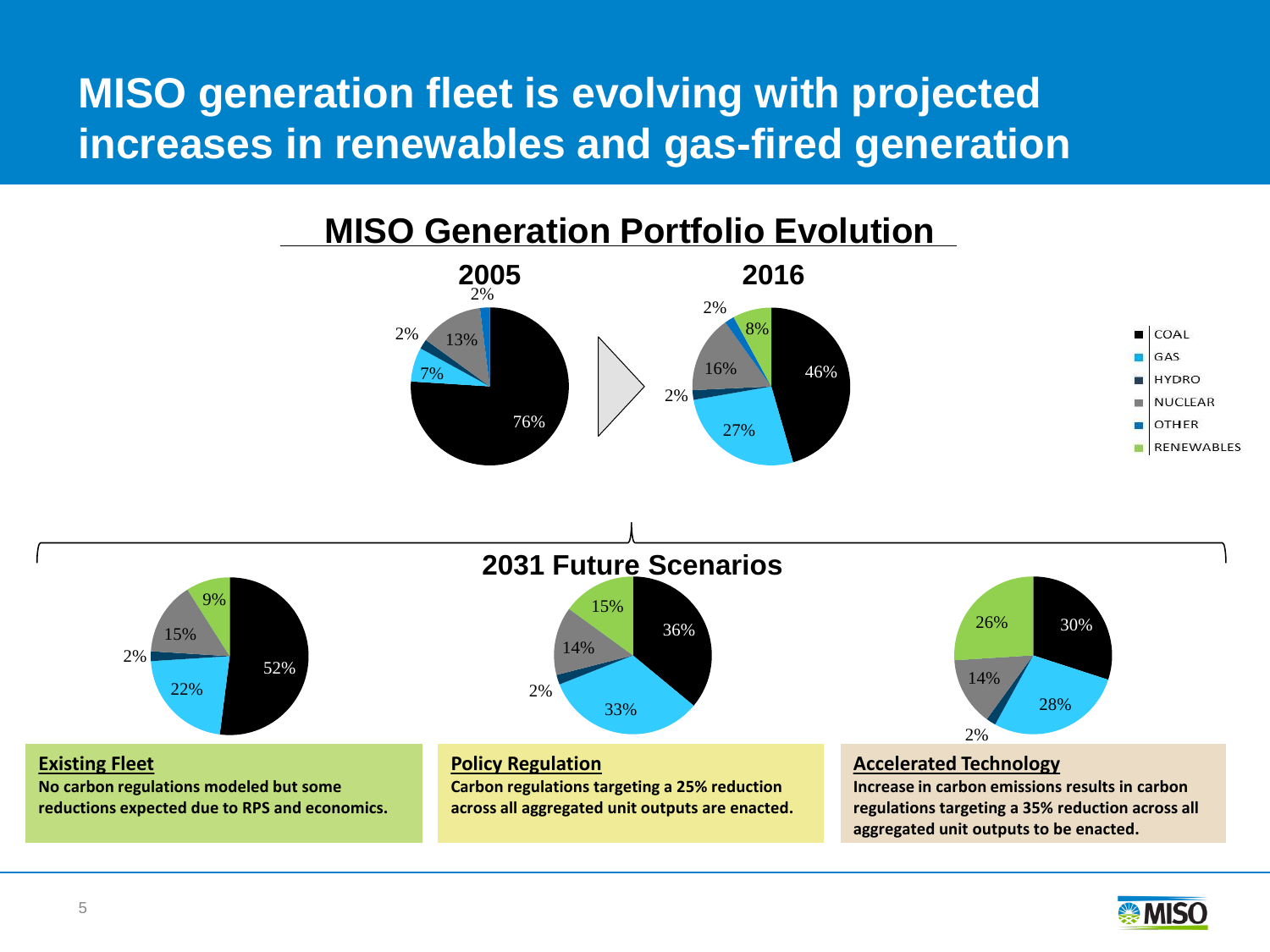# MISO generation fleet is evolving with projected increases in renewables and gas-fired generation

## MISO Generation Portfolio Evolution

**2005**

| Source | Share |
|---|---|
| Coal | 76% |
| Gas | 7% |
| Hydro | 2% |
| Nuclear | 13% |
| Other | 2% |

**2016**

| Source | Share |
|---|---|
| Coal | 46% |
| Gas | 27% |
| Hydro | 2% |
| Nuclear | 16% |
| Other | 2% |
| Renewables | 8% |

COAL · GAS · HYDRO · NUCLEAR · OTHER · RENEWABLES

## 2031 Future Scenarios

| Source | Existing Fleet | Policy Regulation | Accelerated Technology |
|---|---|---|---|
| Coal | 52% | 36% | 30% |
| Gas | 22% | 33% | 28% |
| Hydro | 2% | 2% | 2% |
| Nuclear | 15% | 14% | 14% |
| Renewables | 9% | 15% | 26% |

**Existing Fleet**
**No carbon regulations modeled but some reductions expected due to RPS and economics.**

**Policy Regulation**
**Carbon regulations targeting a 25% reduction across all aggregated unit outputs are enacted.**

**Accelerated Technology**
**Increase in carbon emissions results in carbon regulations targeting a 35% reduction across all aggregated unit outputs to be enacted.**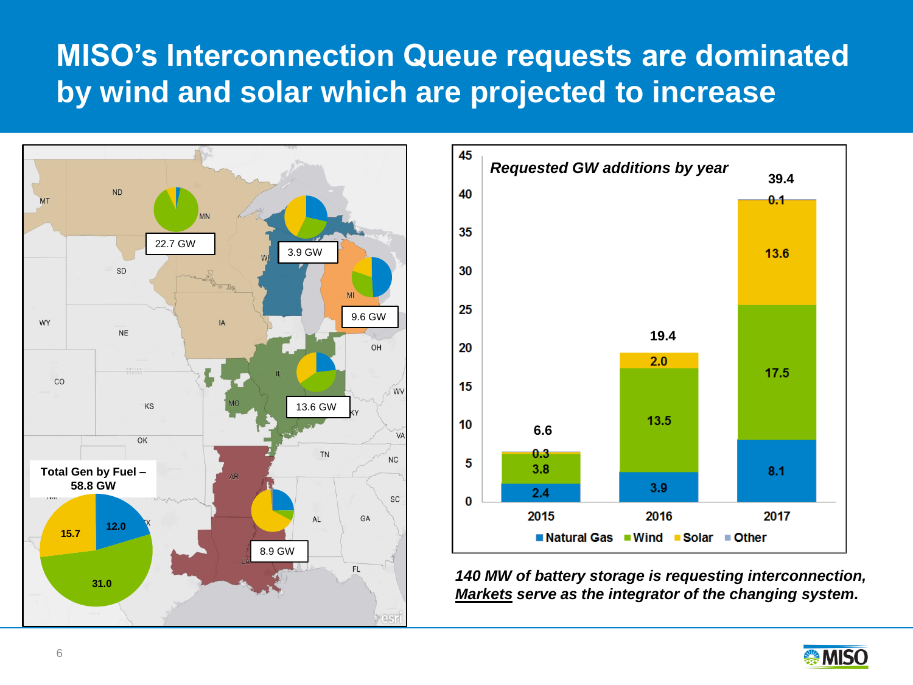# MISO's Interconnection Queue requests are dominated by wind and solar which are projected to increase

Total Gen by Fuel – 58.8 GW

| Fuel | GW |
| --- | --- |
| Natural Gas | 12.0 |
| Wind | 31.0 |
| Solar | 15.7 |

Regional totals: 22.7 GW; 3.9 GW; 9.6 GW; 13.6 GW; 8.9 GW

*Requested GW additions by year*

| Year | Natural Gas | Wind | Solar | Other | Total |
| --- | --- | --- | --- | --- | --- |
| 2015 | 2.4 | 3.8 | 0.3 | | 6.6 |
| 2016 | 3.9 | 13.5 | 2.0 | | 19.4 |
| 2017 | 8.1 | 17.5 | 13.6 | 0.1 | 39.4 |

***140 MW of battery storage is requesting interconnection, Markets serve as the integrator of the changing system.***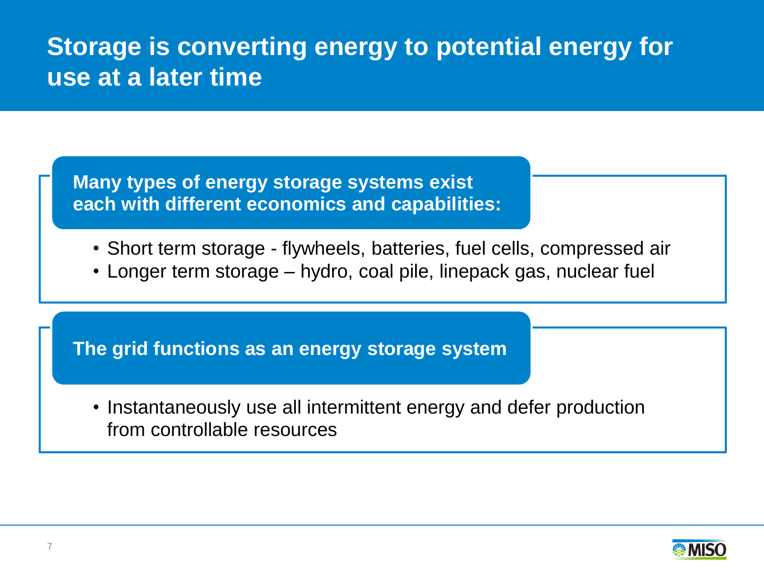# Storage is converting energy to potential energy for use at a later time

**Many types of energy storage systems exist each with different economics and capabilities:**

- Short term storage - flywheels, batteries, fuel cells, compressed air
- Longer term storage – hydro, coal pile, linepack gas, nuclear fuel

**The grid functions as an energy storage system**

- Instantaneously use all intermittent energy and defer production from controllable resources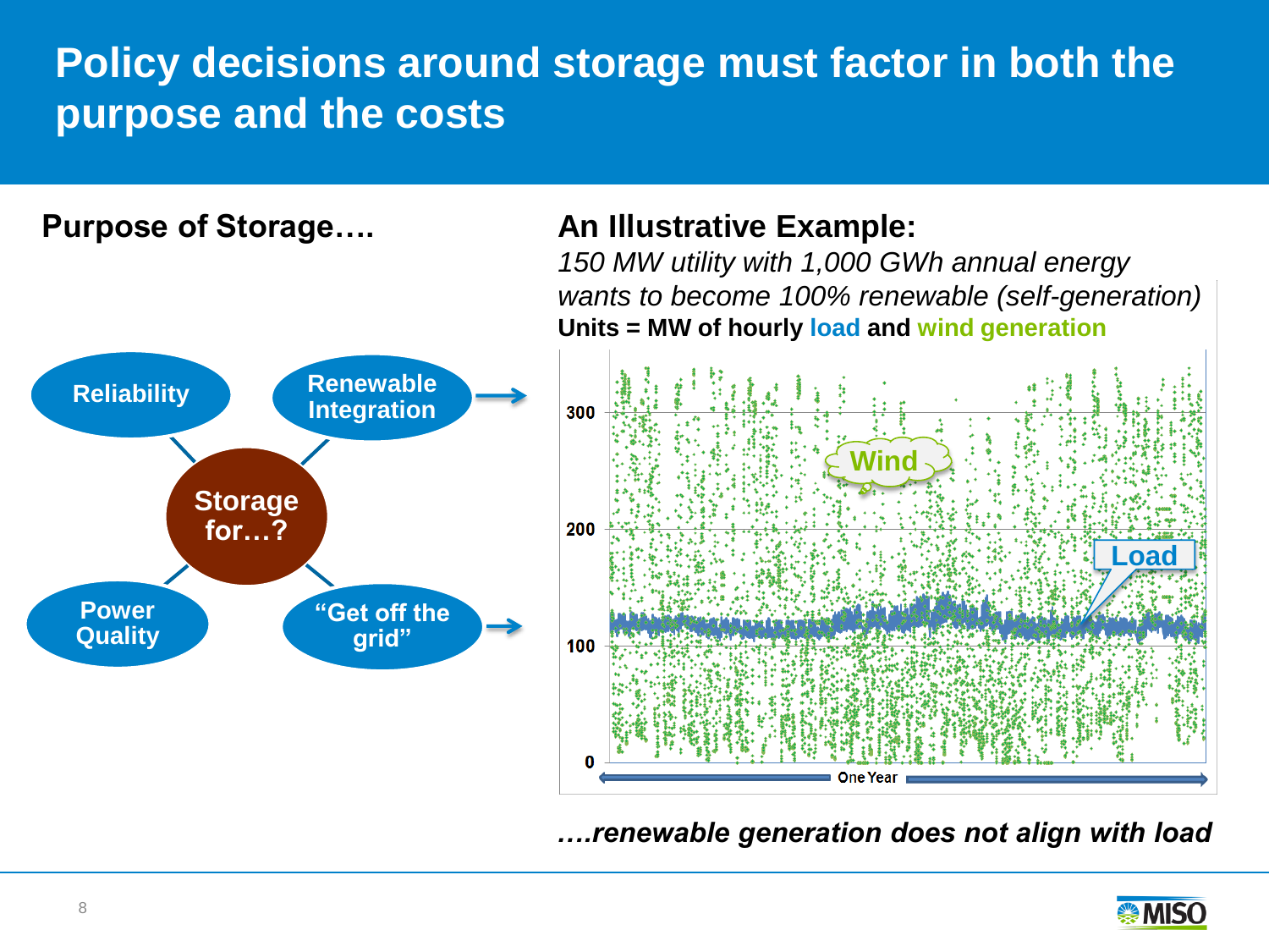# Policy decisions around storage must factor in both the purpose and the costs

## Purpose of Storage….

- Reliability
- Renewable Integration →
- Storage for…?
- Power Quality
- "Get off the grid" →

## An Illustrative Example:

*150 MW utility with 1,000 GWh annual energy wants to become 100% renewable (self-generation)*

**Units = MW of hourly load and wind generation**

Wind

Load

300

200

100

0

One Year

***….renewable generation does not align with load***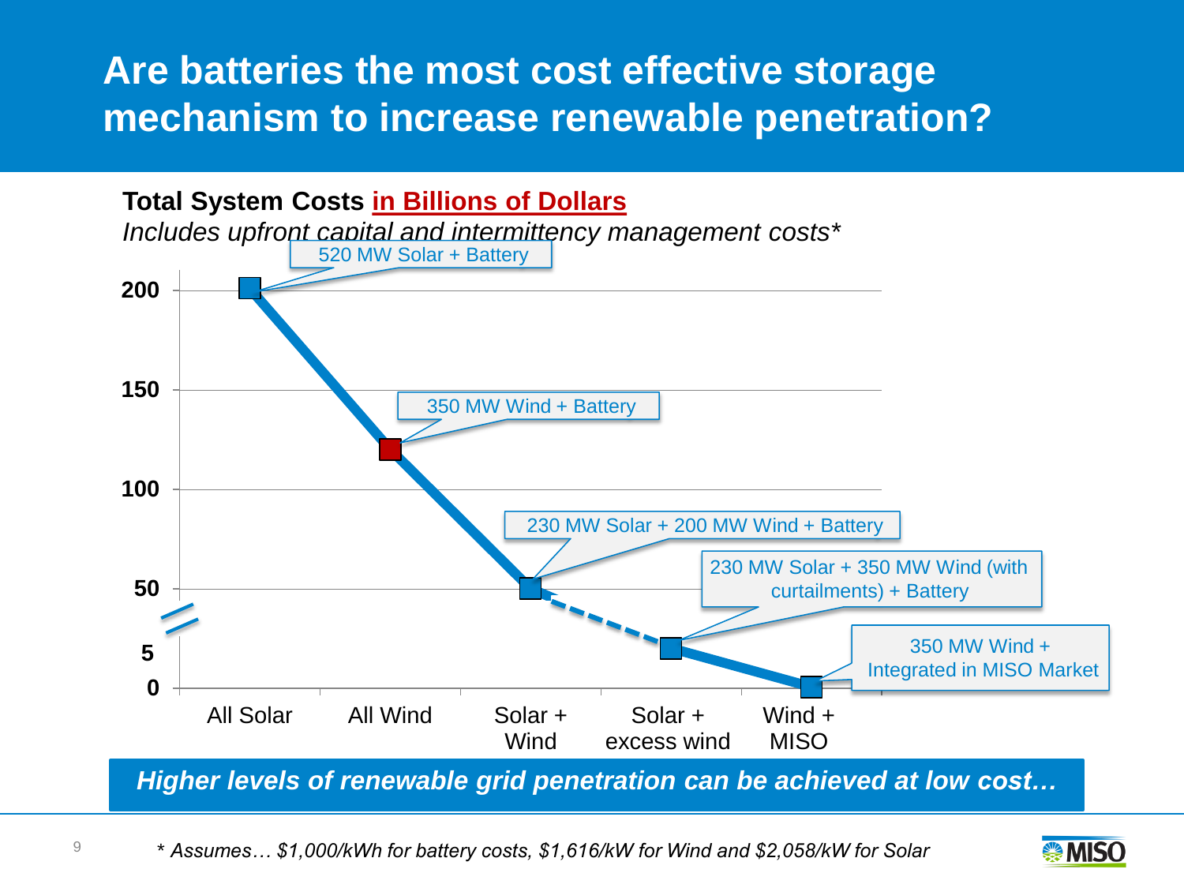# Are batteries the most cost effective storage mechanism to increase renewable penetration?

**Total System Costs in Billions of Dollars**

*Includes upfront capital and intermittency management costs**

| Scenario | Configuration | Total System Cost (Billions of Dollars) |
|---|---|---|
| All Solar | 520 MW Solar + Battery | 200 |
| All Wind | 350 MW Wind + Battery | ~120 |
| Solar + Wind | 230 MW Solar + 200 MW Wind + Battery | 50 |
| Solar + excess wind | 230 MW Solar + 350 MW Wind (with curtailments) + Battery | ~5 |
| Wind + MISO | 350 MW Wind + Integrated in MISO Market | 0 |

***Higher levels of renewable grid penetration can be achieved at low cost…***

*\* Assumes… $1,000/kWh for battery costs, $1,616/kW for Wind and $2,058/kW for Solar*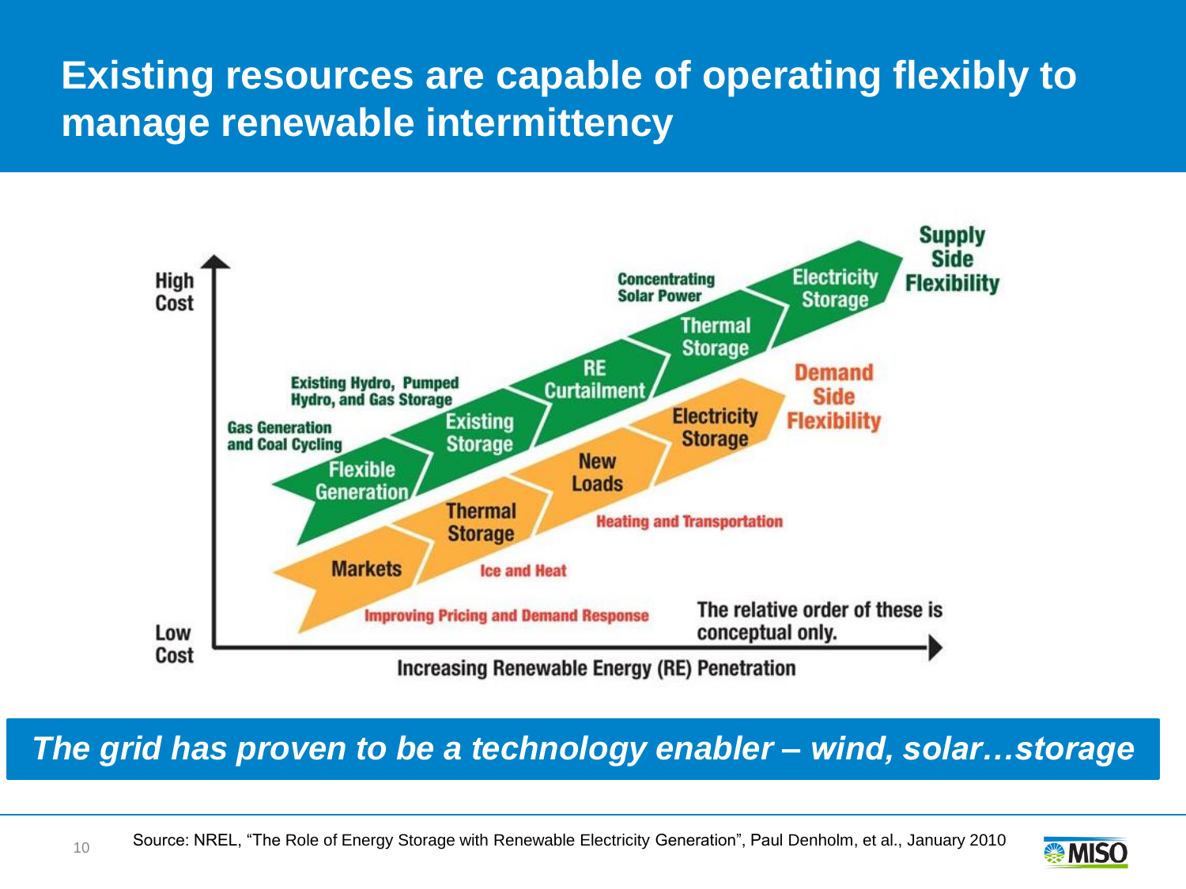# Existing resources are capable of operating flexibly to manage renewable intermittency

High Cost

Low Cost

Increasing Renewable Energy (RE) Penetration

**Supply Side Flexibility**
- Flexible Generation — Gas Generation and Coal Cycling
- Existing Storage — Existing Hydro, Pumped Hydro, and Gas Storage
- RE Curtailment
- Thermal Storage — Concentrating Solar Power
- Electricity Storage

**Demand Side Flexibility**
- Markets — Improving Pricing and Demand Response
- Thermal Storage — Ice and Heat
- New Loads — Heating and Transportation
- Electricity Storage

The relative order of these is conceptual only.

***The grid has proven to be a technology enabler – wind, solar…storage***

Source: NREL, "The Role of Energy Storage with Renewable Electricity Generation", Paul Denholm, et al., January 2010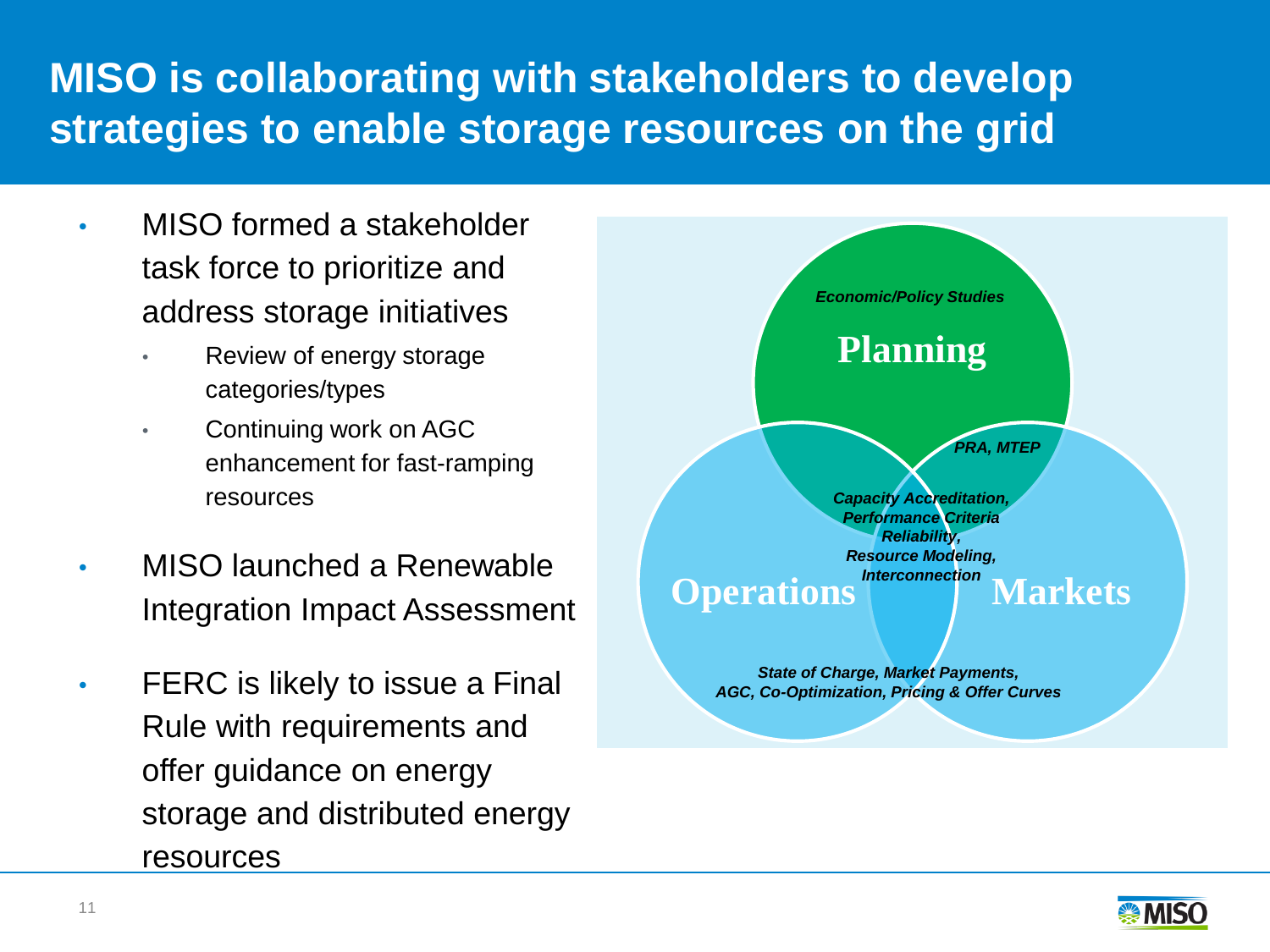# MISO is collaborating with stakeholders to develop strategies to enable storage resources on the grid

- MISO formed a stakeholder task force to prioritize and address storage initiatives
  - Review of energy storage categories/types
  - Continuing work on AGC enhancement for fast-ramping resources
- MISO launched a Renewable Integration Impact Assessment
- FERC is likely to issue a Final Rule with requirements and offer guidance on energy storage and distributed energy resources

*Economic/Policy Studies*

**Planning**

*PRA, MTEP*

*Capacity Accreditation, Performance Criteria*

*Reliability, Resource Modeling, Interconnection*

**Operations**

**Markets**

*State of Charge, Market Payments, AGC, Co-Optimization, Pricing & Offer Curves*